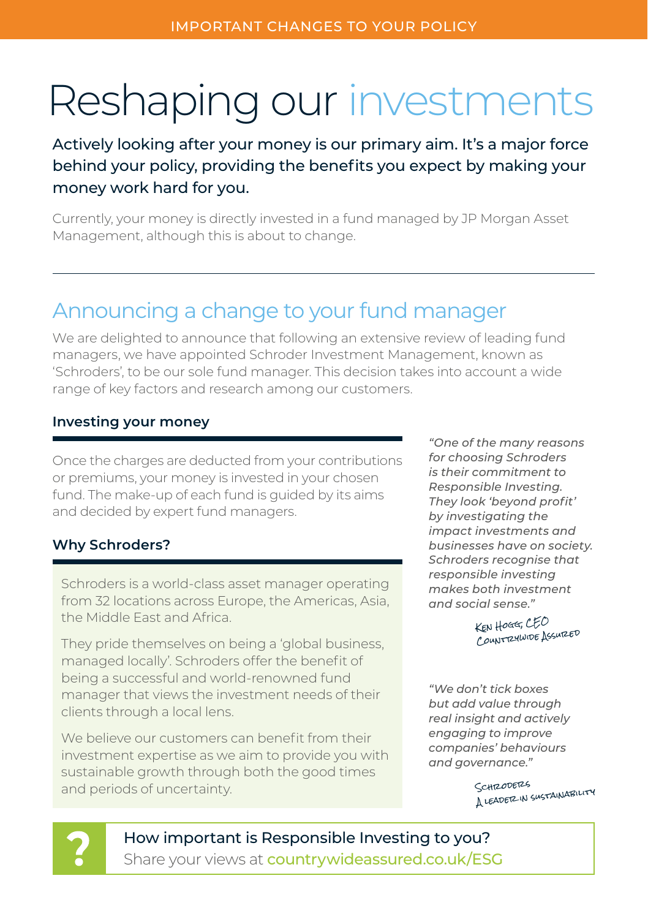IMPORTANT CHANGES TO YOUR POLICY

# Reshaping our investments

**Actively looking after your money is our primary aim. It's a major force behind your policy, providing the benefits you expect by making your money work hard for you.**

Currently, your money is directly invested in a fund managed by JP Morgan Asset Management, although this is about to change.

---

## Announcing a change to your fund manager

We are delighted to announce that following an extensive review of leading fund managers, we have appointed Schroder Investment Management, known as 'Schroders', to be our sole fund manager. This decision takes into account a wide range of key factors and research among our customers.

### Investing your money

Once the charges are deducted from your contributions or premiums, your money is invested in your chosen fund. The make-up of each fund is guided by its aims and decided by expert fund managers.

### Why Schroders?

Schroders is a world-class asset manager operating from 32 locations across Europe, the Americas, Asia, the Middle East and Africa.

They pride themselves on being a 'global business, managed locally'. Schroders offer the benefit of being a successful and world-renowned fund manager that views the investment needs of their clients through a local lens.

We believe our customers can benefit from their investment expertise as we aim to provide you with sustainable growth through both the good times and periods of uncertainty.

*"One of the many reasons for choosing Schroders is their commitment to Responsible Investing. They look 'beyond profit' by investigating the impact investments and businesses have on society. Schroders recognise that responsible investing makes both investment and social sense."*

Ken Hogg, CEO
Countrywide Assured

*"We don't tick boxes but add value through real insight and actively engaging to improve companies' behaviours and governance."*

Schroders
A leader in sustainability

**?** How important is Responsible Investing to you?
Share your views at countrywideassured.co.uk/ESG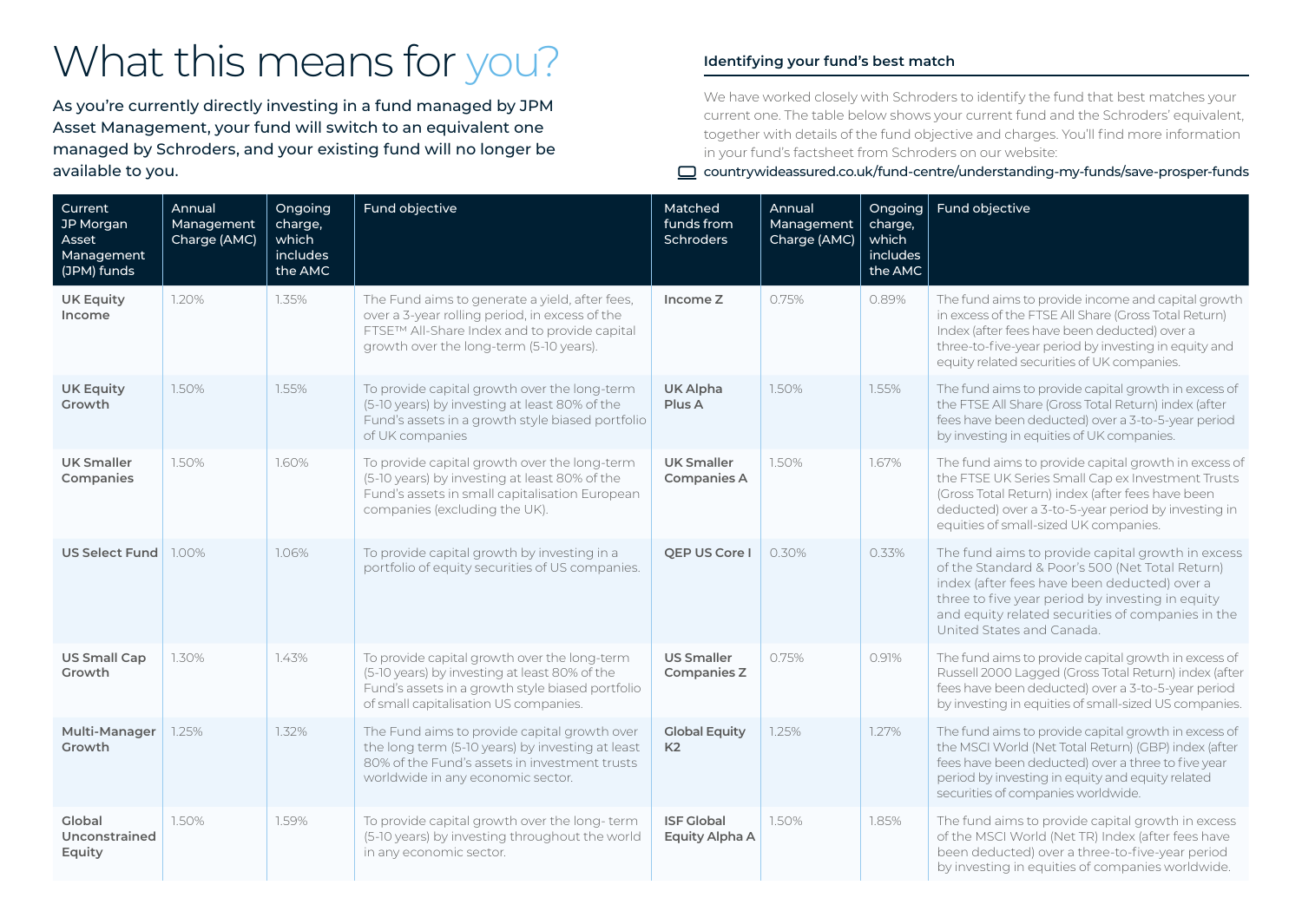# What this means for you?

As you're currently directly investing in a fund managed by JPM Asset Management, your fund will switch to an equivalent one managed by Schroders, and your existing fund will no longer be available to you.

### Identifying your fund's best match

We have worked closely with Schroders to identify the fund that best matches your current one. The table below shows your current fund and the Schroders' equivalent, together with details of the fund objective and charges. You'll find more information in your fund's factsheet from Schroders on our website:

countrywideassured.co.uk/fund-centre/understanding-my-funds/save-prosper-funds

| Current JP Morgan Asset Management (JPM) funds | Annual Management Charge (AMC) | Ongoing charge, which includes the AMC | Fund objective | Matched funds from Schroders | Annual Management Charge (AMC) | Ongoing charge, which includes the AMC | Fund objective |
|---|---|---|---|---|---|---|---|
| **UK Equity Income** | 1.20% | 1.35% | The Fund aims to generate a yield, after fees, over a 3-year rolling period, in excess of the FTSE™ All-Share Index and to provide capital growth over the long-term (5-10 years). | **Income Z** | 0.75% | 0.89% | The fund aims to provide income and capital growth in excess of the FTSE All Share (Gross Total Return) Index (after fees have been deducted) over a three-to-five-year period by investing in equity and equity related securities of UK companies. |
| **UK Equity Growth** | 1.50% | 1.55% | To provide capital growth over the long-term (5-10 years) by investing at least 80% of the Fund's assets in a growth style biased portfolio of UK companies | **UK Alpha Plus A** | 1.50% | 1.55% | The fund aims to provide capital growth in excess of the FTSE All Share (Gross Total Return) index (after fees have been deducted) over a 3-to-5-year period by investing in equities of UK companies. |
| **UK Smaller Companies** | 1.50% | 1.60% | To provide capital growth over the long-term (5-10 years) by investing at least 80% of the Fund's assets in small capitalisation European companies (excluding the UK). | **UK Smaller Companies A** | 1.50% | 1.67% | The fund aims to provide capital growth in excess of the FTSE UK Series Small Cap ex Investment Trusts (Gross Total Return) index (after fees have been deducted) over a 3-to-5-year period by investing in equities of small-sized UK companies. |
| **US Select Fund** | 1.00% | 1.06% | To provide capital growth by investing in a portfolio of equity securities of US companies. | **QEP US Core I** | 0.30% | 0.33% | The fund aims to provide capital growth in excess of the Standard & Poor's 500 (Net Total Return) index (after fees have been deducted) over a three to five year period by investing in equity and equity related securities of companies in the United States and Canada. |
| **US Small Cap Growth** | 1.30% | 1.43% | To provide capital growth over the long-term (5-10 years) by investing at least 80% of the Fund's assets in a growth style biased portfolio of small capitalisation US companies. | **US Smaller Companies Z** | 0.75% | 0.91% | The fund aims to provide capital growth in excess of Russell 2000 Lagged (Gross Total Return) index (after fees have been deducted) over a 3-to-5-year period by investing in equities of small-sized US companies. |
| **Multi-Manager Growth** | 1.25% | 1.32% | The Fund aims to provide capital growth over the long term (5-10 years) by investing at least 80% of the Fund's assets in investment trusts worldwide in any economic sector. | **Global Equity K2** | 1.25% | 1.27% | The fund aims to provide capital growth in excess of the MSCI World (Net Total Return) (GBP) index (after fees have been deducted) over a three to five year period by investing in equity and equity related securities of companies worldwide. |
| **Global Unconstrained Equity** | 1.50% | 1.59% | To provide capital growth over the long- term (5-10 years) by investing throughout the world in any economic sector. | **ISF Global Equity Alpha A** | 1.50% | 1.85% | The fund aims to provide capital growth in excess of the MSCI World (Net TR) Index (after fees have been deducted) over a three-to-five-year period by investing in equities of companies worldwide. |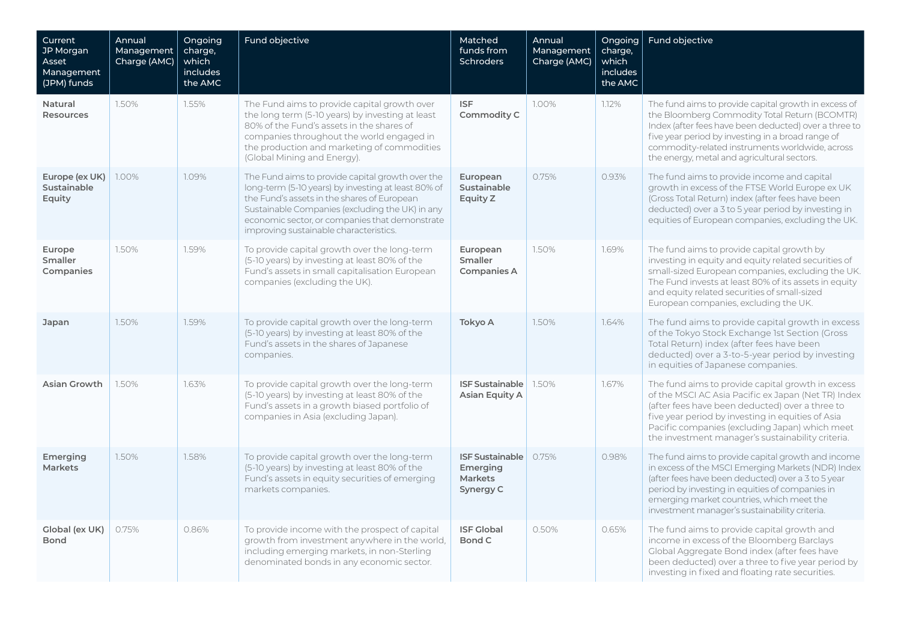| Current JP Morgan Asset Management (JPM) funds | Annual Management Charge (AMC) | Ongoing charge, which includes the AMC | Fund objective | Matched funds from Schroders | Annual Management Charge (AMC) | Ongoing charge, which includes the AMC | Fund objective |
|---|---|---|---|---|---|---|---|
| **Natural Resources** | 1.50% | 1.55% | The Fund aims to provide capital growth over the long term (5-10 years) by investing at least 80% of the Fund's assets in the shares of companies throughout the world engaged in the production and marketing of commodities (Global Mining and Energy). | **ISF Commodity C** | 1.00% | 1.12% | The fund aims to provide capital growth in excess of the Bloomberg Commodity Total Return (BCOMTR) Index (after fees have been deducted) over a three to five year period by investing in a broad range of commodity-related instruments worldwide, across the energy, metal and agricultural sectors. |
| **Europe (ex UK) Sustainable Equity** | 1.00% | 1.09% | The Fund aims to provide capital growth over the long-term (5-10 years) by investing at least 80% of the Fund's assets in the shares of European Sustainable Companies (excluding the UK) in any economic sector, or companies that demonstrate improving sustainable characteristics. | **European Sustainable Equity Z** | 0.75% | 0.93% | The fund aims to provide income and capital growth in excess of the FTSE World Europe ex UK (Gross Total Return) index (after fees have been deducted) over a 3 to 5 year period by investing in equities of European companies, excluding the UK. |
| **Europe Smaller Companies** | 1.50% | 1.59% | To provide capital growth over the long-term (5-10 years) by investing at least 80% of the Fund's assets in small capitalisation European companies (excluding the UK). | **European Smaller Companies A** | 1.50% | 1.69% | The fund aims to provide capital growth by investing in equity and equity related securities of small-sized European companies, excluding the UK. The Fund invests at least 80% of its assets in equity and equity related securities of small-sized European companies, excluding the UK. |
| **Japan** | 1.50% | 1.59% | To provide capital growth over the long-term (5-10 years) by investing at least 80% of the Fund's assets in the shares of Japanese companies. | **Tokyo A** | 1.50% | 1.64% | The fund aims to provide capital growth in excess of the Tokyo Stock Exchange 1st Section (Gross Total Return) index (after fees have been deducted) over a 3-to-5-year period by investing in equities of Japanese companies. |
| **Asian Growth** | 1.50% | 1.63% | To provide capital growth over the long-term (5-10 years) by investing at least 80% of the Fund's assets in a growth biased portfolio of companies in Asia (excluding Japan). | **ISF Sustainable Asian Equity A** | 1.50% | 1.67% | The fund aims to provide capital growth in excess of the MSCI AC Asia Pacific ex Japan (Net TR) Index (after fees have been deducted) over a three to five year period by investing in equities of Asia Pacific companies (excluding Japan) which meet the investment manager's sustainability criteria. |
| **Emerging Markets** | 1.50% | 1.58% | To provide capital growth over the long-term (5-10 years) by investing at least 80% of the Fund's assets in equity securities of emerging markets companies. | **ISF Sustainable Emerging Markets Synergy C** | 0.75% | 0.98% | The fund aims to provide capital growth and income in excess of the MSCI Emerging Markets (NDR) Index (after fees have been deducted) over a 3 to 5 year period by investing in equities of companies in emerging market countries, which meet the investment manager's sustainability criteria. |
| **Global (ex UK) Bond** | 0.75% | 0.86% | To provide income with the prospect of capital growth from investment anywhere in the world, including emerging markets, in non-Sterling denominated bonds in any economic sector. | **ISF Global Bond C** | 0.50% | 0.65% | The fund aims to provide capital growth and income in excess of the Bloomberg Barclays Global Aggregate Bond index (after fees have been deducted) over a three to five year period by investing in fixed and floating rate securities. |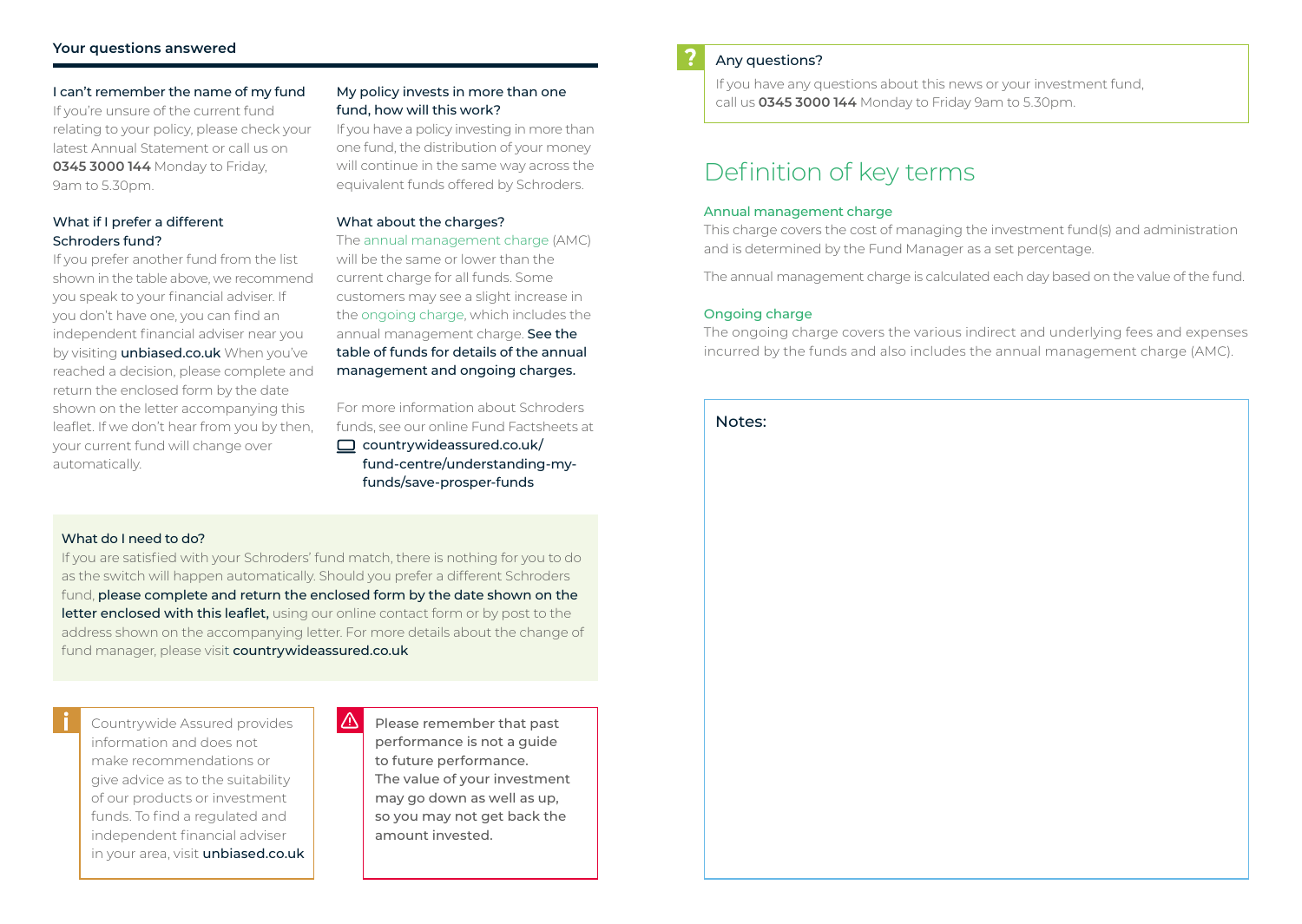## Your questions answered

### I can't remember the name of my fund

If you're unsure of the current fund relating to your policy, please check your latest Annual Statement or call us on **0345 3000 144** Monday to Friday, 9am to 5.30pm.

### What if I prefer a different Schroders fund?

If you prefer another fund from the list shown in the table above, we recommend you speak to your financial adviser. If you don't have one, you can find an independent financial adviser near you by visiting unbiased.co.uk When you've reached a decision, please complete and return the enclosed form by the date shown on the letter accompanying this leaflet. If we don't hear from you by then, your current fund will change over automatically.

### My policy invests in more than one fund, how will this work?

If you have a policy investing in more than one fund, the distribution of your money will continue in the same way across the equivalent funds offered by Schroders.

### What about the charges?

The annual management charge (AMC) will be the same or lower than the current charge for all funds. Some customers may see a slight increase in the ongoing charge, which includes the annual management charge. See the table of funds for details of the annual management and ongoing charges.

For more information about Schroders funds, see our online Fund Factsheets at countrywideassured.co.uk/fund-centre/understanding-my-funds/save-prosper-funds

### What do I need to do?

If you are satisfied with your Schroders' fund match, there is nothing for you to do as the switch will happen automatically. Should you prefer a different Schroders fund, please complete and return the enclosed form by the date shown on the letter enclosed with this leaflet, using our online contact form or by post to the address shown on the accompanying letter. For more details about the change of fund manager, please visit countrywideassured.co.uk

Countrywide Assured provides information and does not make recommendations or give advice as to the suitability of our products or investment funds. To find a regulated and independent financial adviser in your area, visit unbiased.co.uk

Please remember that past performance is not a guide to future performance. The value of your investment may go down as well as up, so you may not get back the amount invested.

### Any questions?

If you have any questions about this news or your investment fund, call us **0345 3000 144** Monday to Friday 9am to 5.30pm.

## Definition of key terms

### Annual management charge

This charge covers the cost of managing the investment fund(s) and administration and is determined by the Fund Manager as a set percentage.

The annual management charge is calculated each day based on the value of the fund.

### Ongoing charge

The ongoing charge covers the various indirect and underlying fees and expenses incurred by the funds and also includes the annual management charge (AMC).

Notes: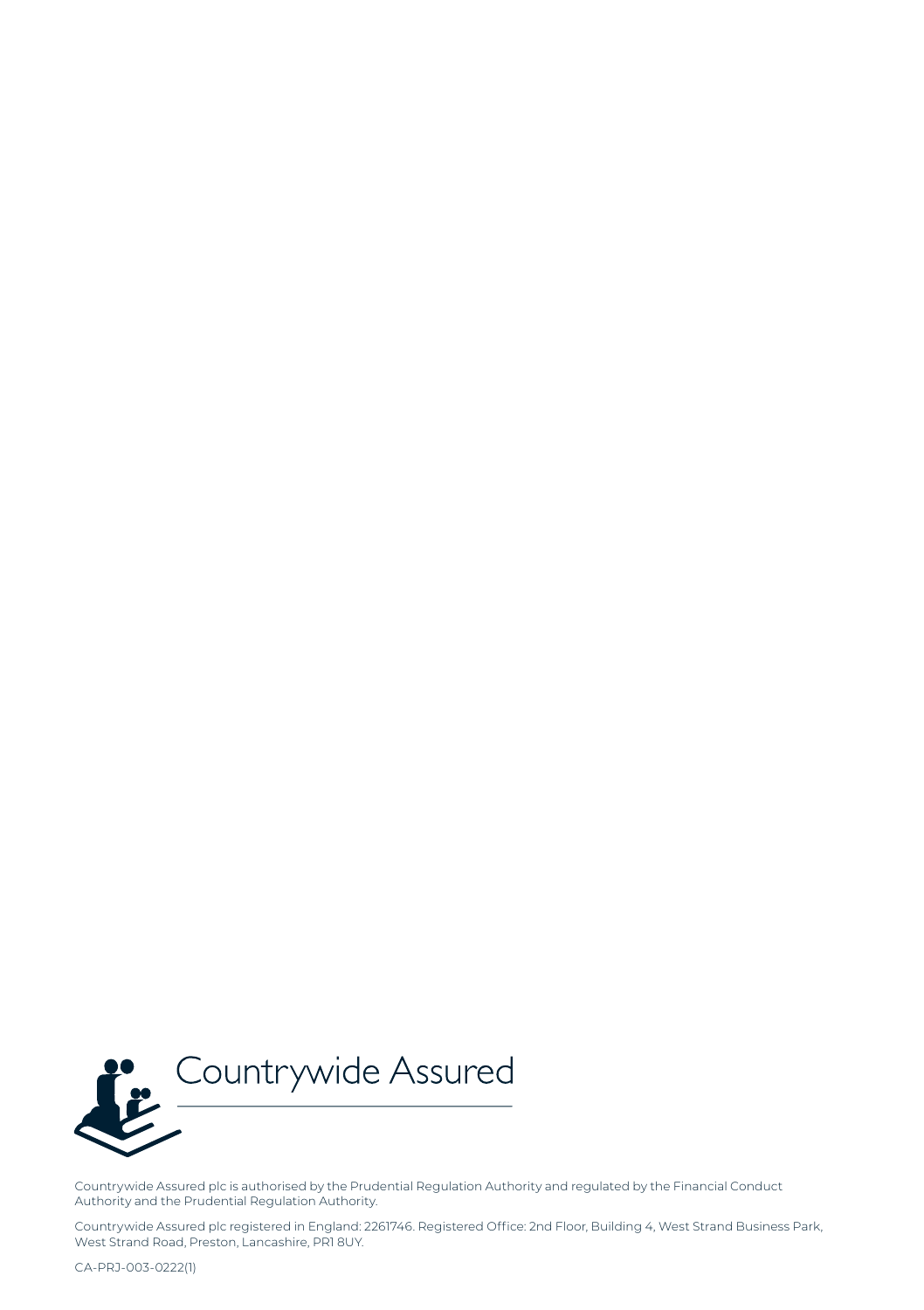Countrywide Assured

Countrywide Assured plc is authorised by the Prudential Regulation Authority and regulated by the Financial Conduct Authority and the Prudential Regulation Authority.

Countrywide Assured plc registered in England: 2261746. Registered Office: 2nd Floor, Building 4, West Strand Business Park, West Strand Road, Preston, Lancashire, PR1 8UY.

CA-PRJ-003-0222(1)